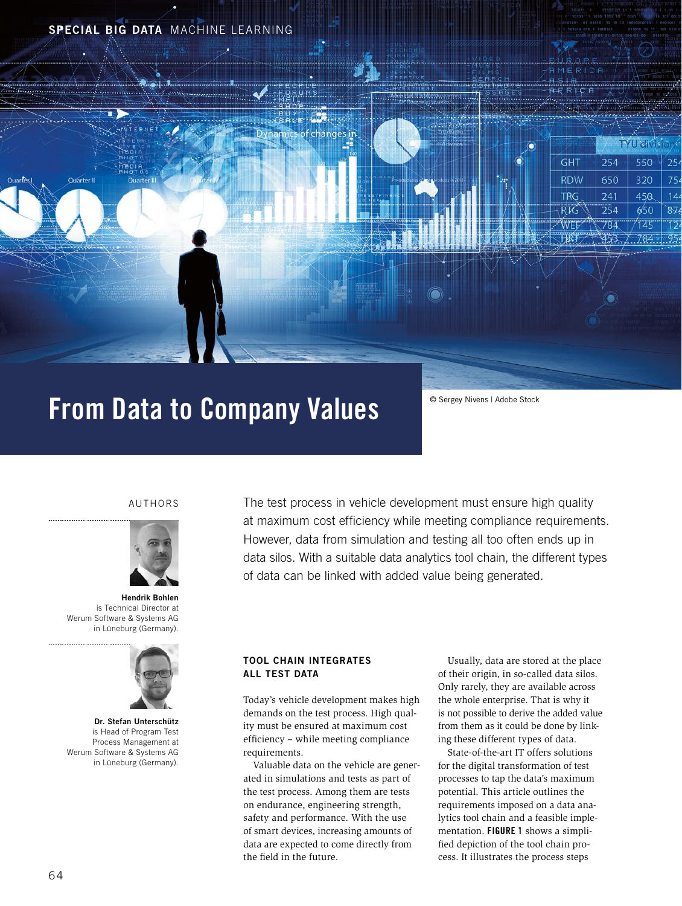SPECIAL BIG DATA MACHINE LEARNING

# From Data to Company Values

© Sergey Nivens | Adobe Stock

AUTHORS

**Hendrik Bohlen**
is Technical Director at Werum Software & Systems AG in Lüneburg (Germany).

**Dr. Stefan Unterschütz**
is Head of Program Test Process Management at Werum Software & Systems AG in Lüneburg (Germany).

The test process in vehicle development must ensure high quality at maximum cost efficiency while meeting compliance requirements. However, data from simulation and testing all too often ends up in data silos. With a suitable data analytics tool chain, the different types of data can be linked with added value being generated.

## TOOL CHAIN INTEGRATES ALL TEST DATA

Today's vehicle development makes high demands on the test process. High quality must be ensured at maximum cost efficiency – while meeting compliance requirements.

Valuable data on the vehicle are generated in simulations and tests as part of the test process. Among them are tests on endurance, engineering strength, safety and performance. With the use of smart devices, increasing amounts of data are expected to come directly from the field in the future.

Usually, data are stored at the place of their origin, in so-called data silos. Only rarely, they are available across the whole enterprise. That is why it is not possible to derive the added value from them as it could be done by linking these different types of data.

State-of-the-art IT offers solutions for the digital transformation of test processes to tap the data's maximum potential. This article outlines the requirements imposed on a data analytics tool chain and a feasible implementation. **FIGURE 1** shows a simplified depiction of the tool chain process. It illustrates the process steps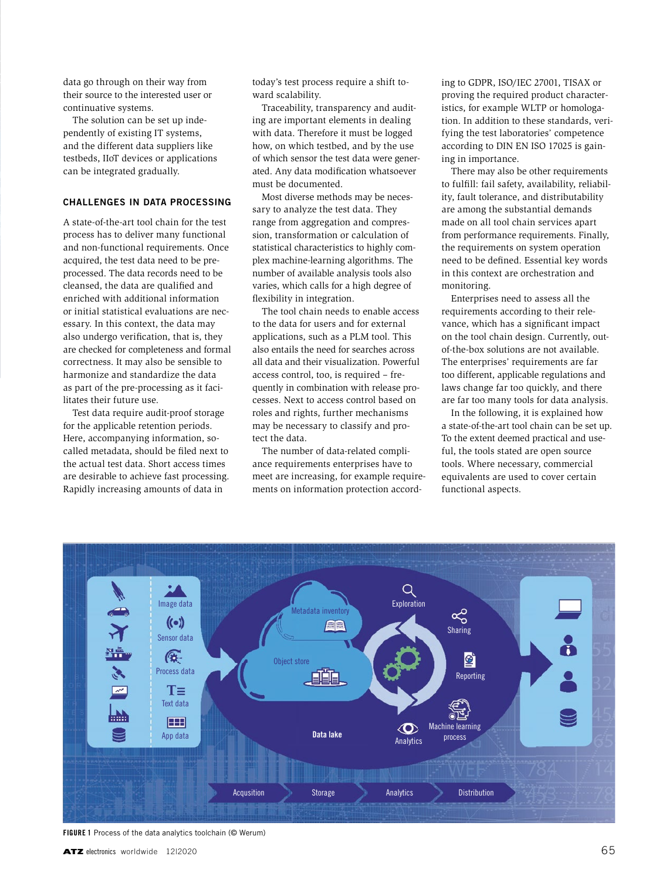data go through on their way from their source to the interested user or continuative systems.

The solution can be set up independently of existing IT systems, and the different data suppliers like testbeds, IIoT devices or applications can be integrated gradually.

## CHALLENGES IN DATA PROCESSING

A state-of-the-art tool chain for the test process has to deliver many functional and non-functional requirements. Once acquired, the test data need to be pre-processed. The data records need to be cleansed, the data are qualified and enriched with additional information or initial statistical evaluations are necessary. In this context, the data may also undergo verification, that is, they are checked for completeness and formal correctness. It may also be sensible to harmonize and standardize the data as part of the pre-processing as it facilitates their future use.

Test data require audit-proof storage for the applicable retention periods. Here, accompanying information, so-called metadata, should be filed next to the actual test data. Short access times are desirable to achieve fast processing. Rapidly increasing amounts of data in today's test process require a shift toward scalability.

Traceability, transparency and auditing are important elements in dealing with data. Therefore it must be logged how, on which testbed, and by the use of which sensor the test data were generated. Any data modification whatsoever must be documented.

Most diverse methods may be necessary to analyze the test data. They range from aggregation and compression, transformation or calculation of statistical characteristics to highly complex machine-learning algorithms. The number of available analysis tools also varies, which calls for a high degree of flexibility in integration.

The tool chain needs to enable access to the data for users and for external applications, such as a PLM tool. This also entails the need for searches across all data and their visualization. Powerful access control, too, is required – frequently in combination with release processes. Next to access control based on roles and rights, further mechanisms may be necessary to classify and protect the data.

The number of data-related compliance requirements enterprises have to meet are increasing, for example requirements on information protection according to GDPR, ISO/IEC 27001, TISAX or proving the required product characteristics, for example WLTP or homologation. In addition to these standards, verifying the test laboratories' competence according to DIN EN ISO 17025 is gaining in importance.

There may also be other requirements to fulfill: fail safety, availability, reliability, fault tolerance, and distributability are among the substantial demands made on all tool chain services apart from performance requirements. Finally, the requirements on system operation need to be defined. Essential key words in this context are orchestration and monitoring.

Enterprises need to assess all the requirements according to their relevance, which has a significant impact on the tool chain design. Currently, out-of-the-box solutions are not available. The enterprises' requirements are far too different, applicable regulations and laws change far too quickly, and there are far too many tools for data analysis.

In the following, it is explained how a state-of-the-art tool chain can be set up. To the extent deemed practical and useful, the tools stated are open source tools. Where necessary, commercial equivalents are used to cover certain functional aspects.

Image data
Sensor data
Process data
Text data
App data
Metadata inventory
Object store
Data lake
Exploration
Sharing
Reporting
Machine learning process
Analytics
Acqusition
Storage
Analytics
Distribution

**FIGURE 1** Process of the data analytics toolchain (© Werum)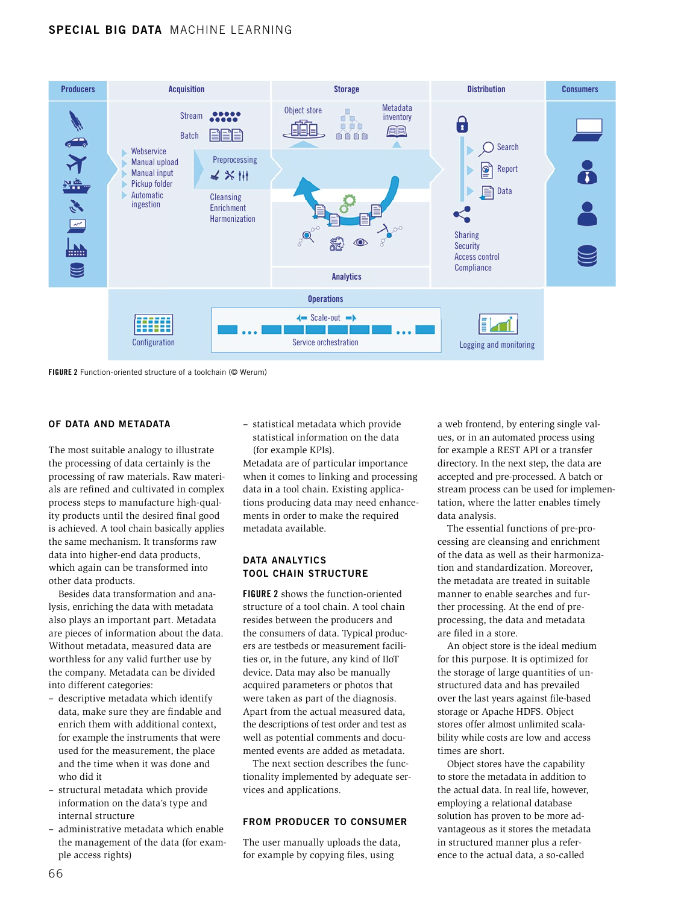FIGURE 2 Function-oriented structure of a toolchain (© Werum)

## OF DATA AND METADATA

The most suitable analogy to illustrate the processing of data certainly is the processing of raw materials. Raw materials are refined and cultivated in complex process steps to manufacture high-quality products until the desired final good is achieved. A tool chain basically applies the same mechanism. It transforms raw data into higher-end data products, which again can be transformed into other data products.

Besides data transformation and analysis, enriching the data with metadata also plays an important part. Metadata are pieces of information about the data. Without metadata, measured data are worthless for any valid further use by the company. Metadata can be divided into different categories:

- descriptive metadata which identify data, make sure they are findable and enrich them with additional context, for example the instruments that were used for the measurement, the place and the time when it was done and who did it
- structural metadata which provide information on the data's type and internal structure
- administrative metadata which enable the management of the data (for example access rights)
- statistical metadata which provide statistical information on the data (for example KPIs).

Metadata are of particular importance when it comes to linking and processing data in a tool chain. Existing applications producing data may need enhancements in order to make the required metadata available.

## DATA ANALYTICS TOOL CHAIN STRUCTURE

**FIGURE 2** shows the function-oriented structure of a tool chain. A tool chain resides between the producers and the consumers of data. Typical producers are testbeds or measurement facilities or, in the future, any kind of IIoT device. Data may also be manually acquired parameters or photos that were taken as part of the diagnosis. Apart from the actual measured data, the descriptions of test order and test as well as potential comments and documented events are added as metadata.

The next section describes the functionality implemented by adequate services and applications.

## FROM PRODUCER TO CONSUMER

The user manually uploads the data, for example by copying files, using a web frontend, by entering single values, or in an automated process using for example a REST API or a transfer directory. In the next step, the data are accepted and pre-processed. A batch or stream process can be used for implementation, where the latter enables timely data analysis.

The essential functions of pre-processing are cleansing and enrichment of the data as well as their harmonization and standardization. Moreover, the metadata are treated in suitable manner to enable searches and further processing. At the end of pre-processing, the data and metadata are filed in a store.

An object store is the ideal medium for this purpose. It is optimized for the storage of large quantities of unstructured data and has prevailed over the last years against file-based storage or Apache HDFS. Object stores offer almost unlimited scalability while costs are low and access times are short.

Object stores have the capability to store the metadata in addition to the actual data. In real life, however, employing a relational database solution has proven to be more advantageous as it stores the metadata in structured manner plus a reference to the actual data, a so-called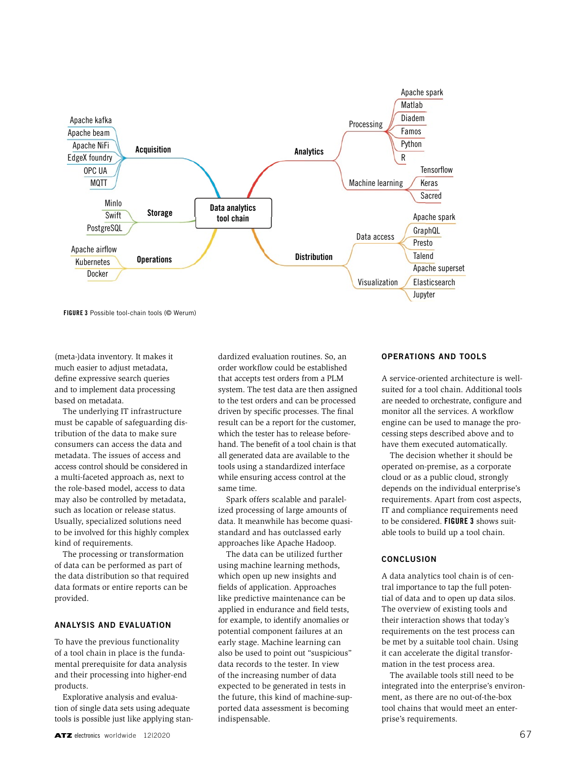Data analytics tool chain

Acquisition
Apache kafka
Apache beam
Apache NiFi
EdgeX foundry
OPC UA
MQTT

Storage
Minlo
Swift
PostgreSQL

Operations
Apache airflow
Kubernetes
Docker

Analytics
Processing
Apache spark
Matlab
Diadem
Famos
Python
R
Machine learning
Tensorflow
Keras
Sacred

Distribution
Data access
Apache spark
GraphQL
Presto
Talend
Visualization
Apache superset
Elasticsearch
Jupyter

**FIGURE 3** Possible tool-chain tools (© Werum)

(meta-)data inventory. It makes it much easier to adjust metadata, define expressive search queries and to implement data processing based on metadata.

The underlying IT infrastructure must be capable of safeguarding distribution of the data to make sure consumers can access the data and metadata. The issues of access and access control should be considered in a multi-faceted approach as, next to the role-based model, access to data may also be controlled by metadata, such as location or release status. Usually, specialized solutions need to be involved for this highly complex kind of requirements.

The processing or transformation of data can be performed as part of the data distribution so that required data formats or entire reports can be provided.

## ANALYSIS AND EVALUATION

To have the previous functionality of a tool chain in place is the fundamental prerequisite for data analysis and their processing into higher-end products.

Explorative analysis and evaluation of single data sets using adequate tools is possible just like applying standardized evaluation routines. So, an order workflow could be established that accepts test orders from a PLM system. The test data are then assigned to the test orders and can be processed driven by specific processes. The final result can be a report for the customer, which the tester has to release beforehand. The benefit of a tool chain is that all generated data are available to the tools using a standardized interface while ensuring access control at the same time.

Spark offers scalable and paralelized processing of large amounts of data. It meanwhile has become quasi-standard and has outclassed early approaches like Apache Hadoop.

The data can be utilized further using machine learning methods, which open up new insights and fields of application. Approaches like predictive maintenance can be applied in endurance and field tests, for example, to identify anomalies or potential component failures at an early stage. Machine learning can also be used to point out "suspicious" data records to the tester. In view of the increasing number of data expected to be generated in tests in the future, this kind of machine-supported data assessment is becoming indispensable.

## OPERATIONS AND TOOLS

A service-oriented architecture is well-suited for a tool chain. Additional tools are needed to orchestrate, configure and monitor all the services. A workflow engine can be used to manage the processing steps described above and to have them executed automatically.

The decision whether it should be operated on-premise, as a corporate cloud or as a public cloud, strongly depends on the individual enterprise's requirements. Apart from cost aspects, IT and compliance requirements need to be considered. **FIGURE 3** shows suitable tools to build up a tool chain.

## CONCLUSION

A data analytics tool chain is of central importance to tap the full potential of data and to open up data silos. The overview of existing tools and their interaction shows that today's requirements on the test process can be met by a suitable tool chain. Using it can accelerate the digital transformation in the test process area.

The available tools still need to be integrated into the enterprise's environment, as there are no out-of-the-box tool chains that would meet an enterprise's requirements.